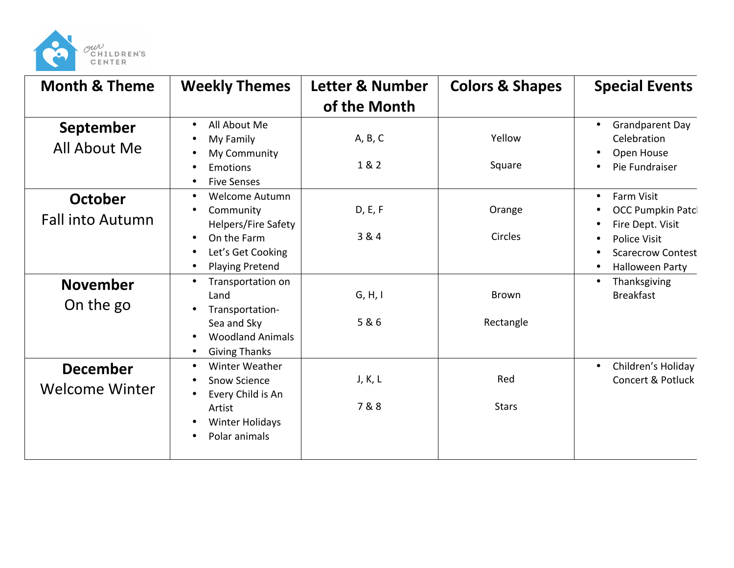Our CHILDREN'S CENTER

| Month & Theme | Weekly Themes | Letter & Number of the Month | Colors & Shapes | Special Events |
|---|---|---|---|---|
| **September** All About Me | • All About Me<br>• My Family<br>• My Community<br>• Emotions<br>• Five Senses | A, B, C<br><br>1 & 2 | Yellow<br><br>Square | • Grandparent Day Celebration<br>• Open House<br>• Pie Fundraiser |
| **October** Fall into Autumn | • Welcome Autumn<br>• Community Helpers/Fire Safety<br>• On the Farm<br>• Let's Get Cooking<br>• Playing Pretend | D, E, F<br><br>3 & 4 | Orange<br><br>Circles | • Farm Visit<br>• OCC Pumpkin Patcl<br>• Fire Dept. Visit<br>• Police Visit<br>• Scarecrow Contest<br>• Halloween Party |
| **November** On the go | • Transportation on Land<br>• Transportation- Sea and Sky<br>• Woodland Animals<br>• Giving Thanks | G, H, I<br><br>5 & 6 | Brown<br><br>Rectangle | • Thanksgiving Breakfast |
| **December** Welcome Winter | • Winter Weather<br>• Snow Science<br>• Every Child is An Artist<br>• Winter Holidays<br>• Polar animals | J, K, L<br><br>7 & 8 | Red<br><br>Stars | • Children's Holiday Concert & Potluck |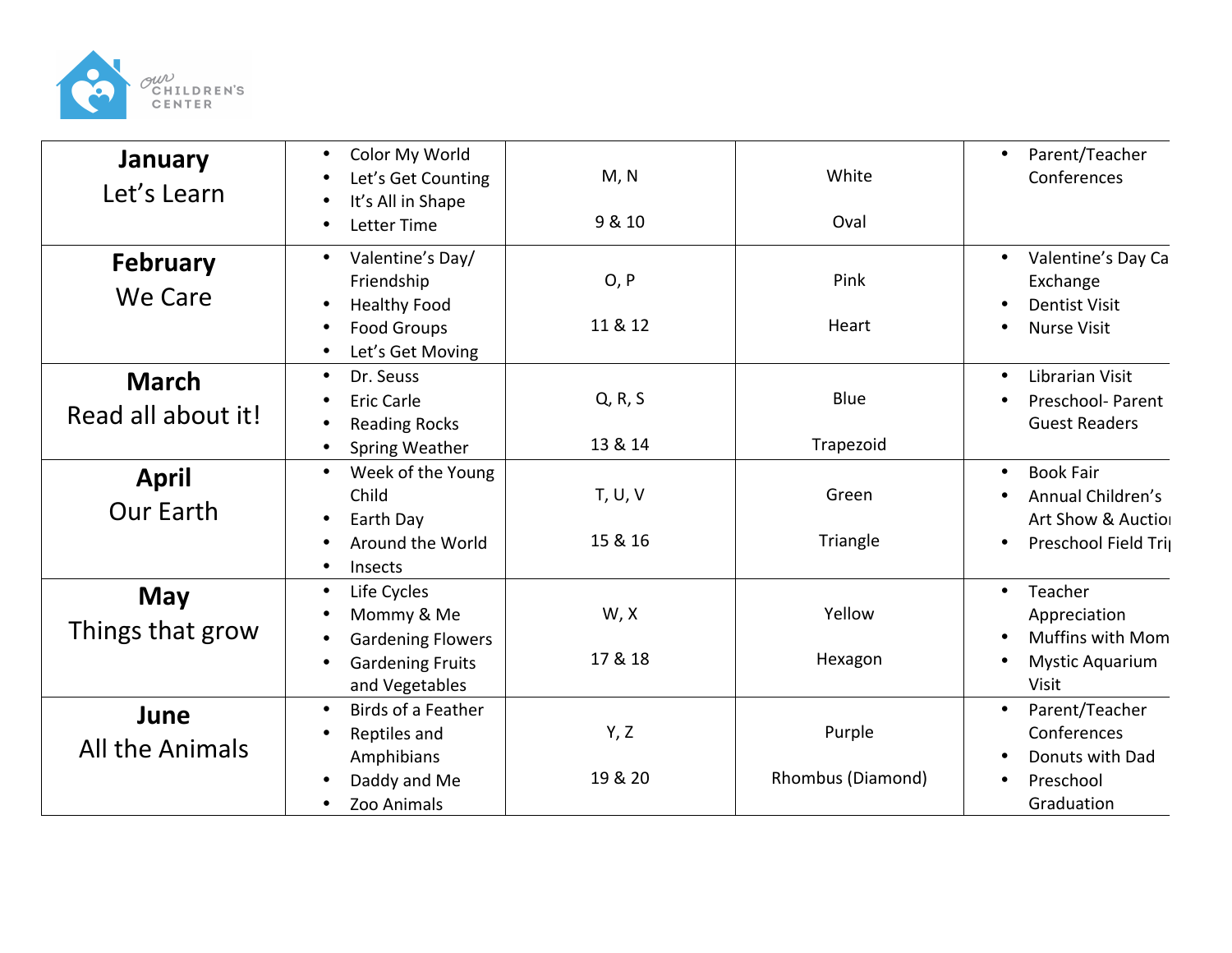| | | | | |
|---|---|---|---|---|
| **January**<br>Let's Learn | • Color My World<br>• Let's Get Counting<br>• It's All in Shape<br>• Letter Time | M, N<br><br>9 & 10 | White<br><br>Oval | • Parent/Teacher Conferences |
| **February**<br>We Care | • Valentine's Day/ Friendship<br>• Healthy Food<br>• Food Groups<br>• Let's Get Moving | O, P<br><br>11 & 12 | Pink<br><br>Heart | • Valentine's Day Ca Exchange<br>• Dentist Visit<br>• Nurse Visit |
| **March**<br>Read all about it! | • Dr. Seuss<br>• Eric Carle<br>• Reading Rocks<br>• Spring Weather | Q, R, S<br><br>13 & 14 | Blue<br><br>Trapezoid | • Librarian Visit<br>• Preschool- Parent Guest Readers |
| **April**<br>Our Earth | • Week of the Young Child<br>• Earth Day<br>• Around the World<br>• Insects | T, U, V<br><br>15 & 16 | Green<br><br>Triangle | • Book Fair<br>• Annual Children's Art Show & Auctio<br>• Preschool Field Tri |
| **May**<br>Things that grow | • Life Cycles<br>• Mommy & Me<br>• Gardening Flowers<br>• Gardening Fruits and Vegetables | W, X<br><br>17 & 18 | Yellow<br><br>Hexagon | • Teacher Appreciation<br>• Muffins with Mom<br>• Mystic Aquarium Visit |
| **June**<br>All the Animals | • Birds of a Feather<br>• Reptiles and Amphibians<br>• Daddy and Me<br>• Zoo Animals | Y, Z<br><br>19 & 20 | Purple<br><br>Rhombus (Diamond) | • Parent/Teacher Conferences<br>• Donuts with Dad<br>• Preschool Graduation |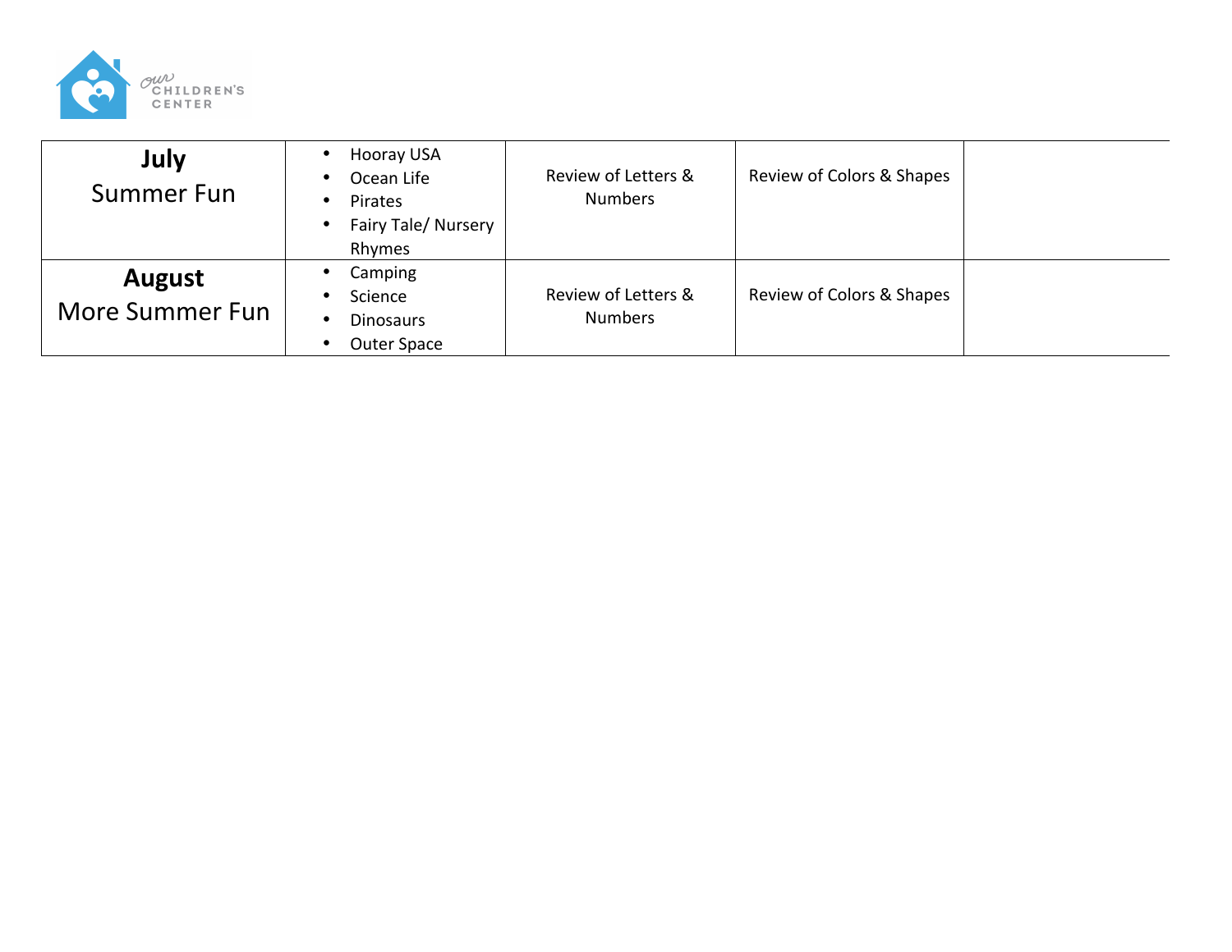| | | | | |
|---|---|---|---|---|
| **July**<br>Summer Fun | • Hooray USA<br>• Ocean Life<br>• Pirates<br>• Fairy Tale/ Nursery Rhymes | Review of Letters & Numbers | Review of Colors & Shapes | |
| **August**<br>More Summer Fun | • Camping<br>• Science<br>• Dinosaurs<br>• Outer Space | Review of Letters & Numbers | Review of Colors & Shapes | |